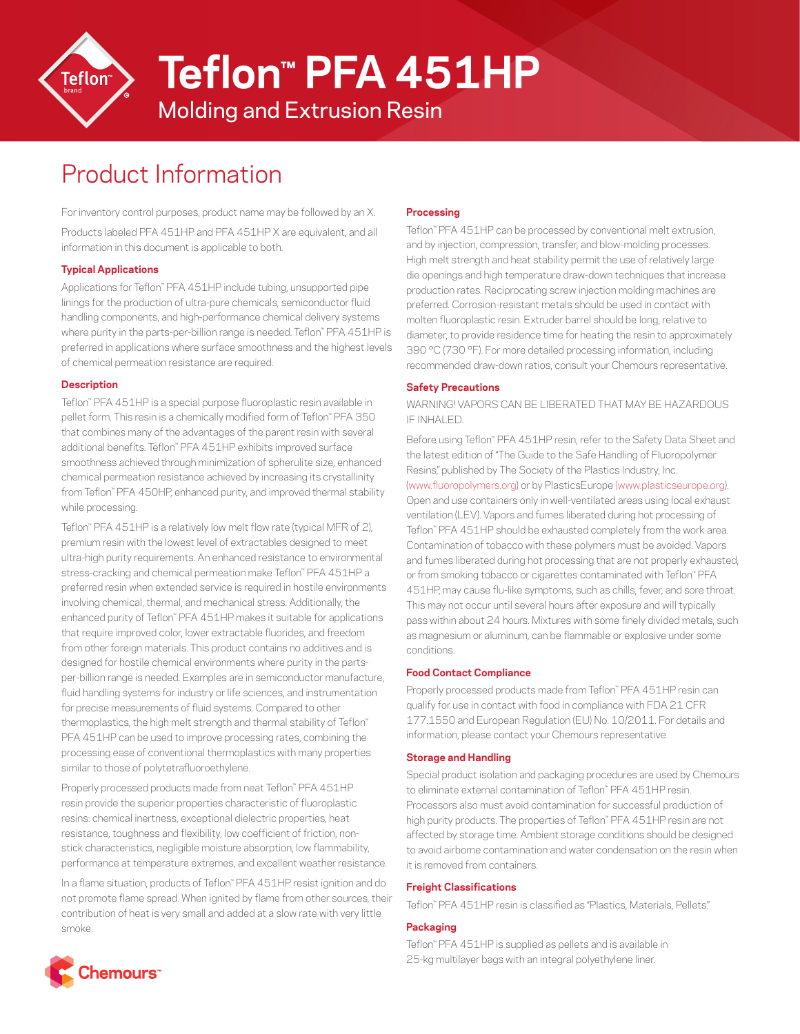# Teflon™ PFA 451HP

## Molding and Extrusion Resin

## Product Information

For inventory control purposes, product name may be followed by an X.

Products labeled PFA 451HP and PFA 451HP X are equivalent, and all information in this document is applicable to both.

### Typical Applications

Applications for Teflon™ PFA 451HP include tubing, unsupported pipe linings for the production of ultra-pure chemicals, semiconductor fluid handling components, and high-performance chemical delivery systems where purity in the parts-per-billion range is needed. Teflon™ PFA 451HP is preferred in applications where surface smoothness and the highest levels of chemical permeation resistance are required.

### Description

Teflon™ PFA 451HP is a special purpose fluoroplastic resin available in pellet form. This resin is a chemically modified form of Teflon™ PFA 350 that combines many of the advantages of the parent resin with several additional benefits. Teflon™ PFA 451HP exhibits improved surface smoothness achieved through minimization of spherulite size, enhanced chemical permeation resistance achieved by increasing its crystallinity from Teflon™ PFA 450HP, enhanced purity, and improved thermal stability while processing.

Teflon™ PFA 451HP is a relatively low melt flow rate (typical MFR of 2), premium resin with the lowest level of extractables designed to meet ultra-high purity requirements. An enhanced resistance to environmental stress-cracking and chemical permeation make Teflon™ PFA 451HP a preferred resin when extended service is required in hostile environments involving chemical, thermal, and mechanical stress. Additionally, the enhanced purity of Teflon™ PFA 451HP makes it suitable for applications that require improved color, lower extractable fluorides, and freedom from other foreign materials. This product contains no additives and is designed for hostile chemical environments where purity in the parts-per-billion range is needed. Examples are in semiconductor manufacture, fluid handling systems for industry or life sciences, and instrumentation for precise measurements of fluid systems. Compared to other thermoplastics, the high melt strength and thermal stability of Teflon™ PFA 451HP can be used to improve processing rates, combining the processing ease of conventional thermoplastics with many properties similar to those of polytetrafluoroethylene.

Properly processed products made from neat Teflon™ PFA 451HP resin provide the superior properties characteristic of fluoroplastic resins: chemical inertness, exceptional dielectric properties, heat resistance, toughness and flexibility, low coefficient of friction, non-stick characteristics, negligible moisture absorption, low flammability, performance at temperature extremes, and excellent weather resistance.

In a flame situation, products of Teflon™ PFA 451HP resist ignition and do not promote flame spread. When ignited by flame from other sources, their contribution of heat is very small and added at a slow rate with very little smoke.

### Processing

Teflon™ PFA 451HP can be processed by conventional melt extrusion, and by injection, compression, transfer, and blow-molding processes. High melt strength and heat stability permit the use of relatively large die openings and high temperature draw-down techniques that increase production rates. Reciprocating screw injection molding machines are preferred. Corrosion-resistant metals should be used in contact with molten fluoroplastic resin. Extruder barrel should be long, relative to diameter, to provide residence time for heating the resin to approximately 390 °C (730 °F). For more detailed processing information, including recommended draw-down ratios, consult your Chemours representative.

### Safety Precautions

WARNING! VAPORS CAN BE LIBERATED THAT MAY BE HAZARDOUS IF INHALED.

Before using Teflon™ PFA 451HP resin, refer to the Safety Data Sheet and the latest edition of "The Guide to the Safe Handling of Fluoropolymer Resins," published by The Society of the Plastics Industry, Inc. (www.fluoropolymers.org) or by PlasticsEurope (www.plasticseurope.org). Open and use containers only in well-ventilated areas using local exhaust ventilation (LEV). Vapors and fumes liberated during hot processing of Teflon™ PFA 451HP should be exhausted completely from the work area. Contamination of tobacco with these polymers must be avoided. Vapors and fumes liberated during hot processing that are not properly exhausted, or from smoking tobacco or cigarettes contaminated with Teflon™ PFA 451HP, may cause flu-like symptoms, such as chills, fever, and sore throat. This may not occur until several hours after exposure and will typically pass within about 24 hours. Mixtures with some finely divided metals, such as magnesium or aluminum, can be flammable or explosive under some conditions.

### Food Contact Compliance

Properly processed products made from Teflon™ PFA 451HP resin can qualify for use in contact with food in compliance with FDA 21 CFR 177.1550 and European Regulation (EU) No. 10/2011. For details and information, please contact your Chemours representative.

### Storage and Handling

Special product isolation and packaging procedures are used by Chemours to eliminate external contamination of Teflon™ PFA 451HP resin. Processors also must avoid contamination for successful production of high purity products. The properties of Teflon™ PFA 451HP resin are not affected by storage time. Ambient storage conditions should be designed to avoid airborne contamination and water condensation on the resin when it is removed from containers.

### Freight Classifications

Teflon™ PFA 451HP resin is classified as "Plastics, Materials, Pellets."

### Packaging

Teflon™ PFA 451HP is supplied as pellets and is available in 25-kg multilayer bags with an integral polyethylene liner.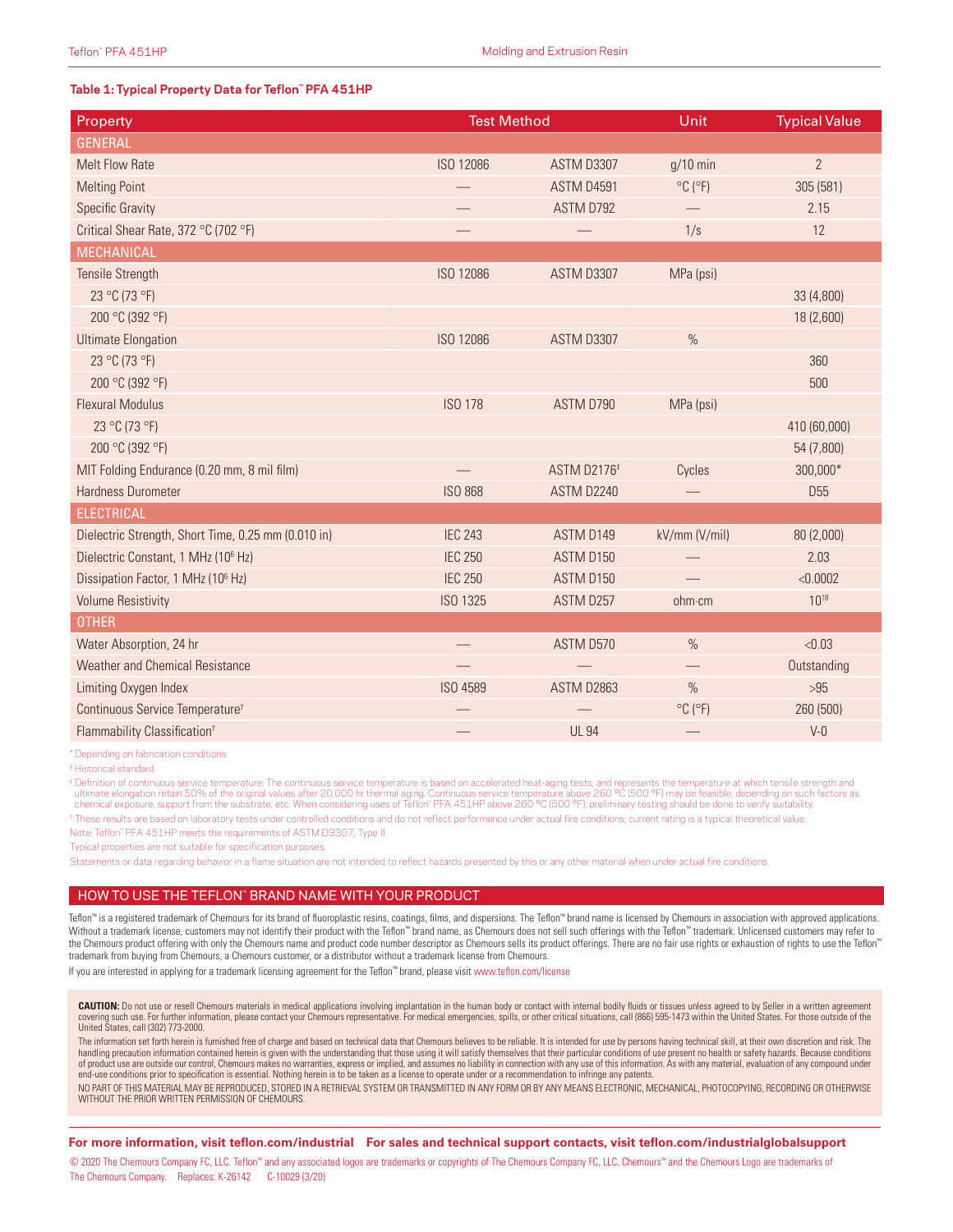**Table 1: Typical Property Data for Teflon™ PFA 451HP**

| Property | Test Method | | Unit | Typical Value |
|---|---|---|---|---|
| **GENERAL** | | | | |
| Melt Flow Rate | ISO 12086 | ASTM D3307 | g/10 min | 2 |
| Melting Point | — | ASTM D4591 | °C (°F) | 305 (581) |
| Specific Gravity | — | ASTM D792 | — | 2.15 |
| Critical Shear Rate, 372 °C (702 °F) | — | — | 1/s | 12 |
| **MECHANICAL** | | | | |
| Tensile Strength | ISO 12086 | ASTM D3307 | MPa (psi) | |
| 23 °C (73 °F) | | | | 33 (4,800) |
| 200 °C (392 °F) | | | | 18 (2,600) |
| Ultimate Elongation | ISO 12086 | ASTM D3307 | % | |
| 23 °C (73 °F) | | | | 360 |
| 200 °C (392 °F) | | | | 500 |
| Flexural Modulus | ISO 178 | ASTM D790 | MPa (psi) | |
| 23 °C (73 °F) | | | | 410 (60,000) |
| 200 °C (392 °F) | | | | 54 (7,800) |
| MIT Folding Endurance (0.20 mm, 8 mil film) | — | ASTM D2176† | Cycles | 300,000* |
| Hardness Durometer | ISO 868 | ASTM D2240 | — | D55 |
| **ELECTRICAL** | | | | |
| Dielectric Strength, Short Time, 0.25 mm (0.010 in) | IEC 243 | ASTM D149 | kV/mm (V/mil) | 80 (2,000) |
| Dielectric Constant, 1 MHz ($10^6$ Hz) | IEC 250 | ASTM D150 | — | 2.03 |
| Dissipation Factor, 1 MHz ($10^6$ Hz) | IEC 250 | ASTM D150 | — | <0.0002 |
| Volume Resistivity | ISO 1325 | ASTM D257 | ohm·cm | $10^{18}$ |
| **OTHER** | | | | |
| Water Absorption, 24 hr | — | ASTM D570 | % | <0.03 |
| Weather and Chemical Resistance | — | — | — | Outstanding |
| Limiting Oxygen Index | ISO 4589 | ASTM D2863 | % | >95 |
| Continuous Service Temperature[Y] | — | — | °C (°F) | 260 (500) |
| Flammability Classification[‡] | — | UL 94 | — | V-0 |

\* Depending on fabrication conditions

† Historical standard

[Y] Definition of continuous service temperature: The continuous service temperature is based on accelerated heat-aging tests, and represents the temperature at which tensile strength and ultimate elongation retain 50% of the original values after 20,000 hr thermal aging. Continuous service temperature above 260 °C (500 °F) may be feasible, depending on such factors as chemical exposure, support from the substrate, etc. When considering uses of Teflon™ PFA 451HP above 260 °C (500 °F), preliminary testing should be done to verify suitability.

‡ These results are based on laboratory tests under controlled conditions and do not reflect performance under actual fire conditions; current rating is a typical theoretical value.

Note: Teflon™ PFA 451HP meets the requirements of ASTM D3307, Type II

Typical properties are not suitable for specification purposes.

Statements or data regarding behavior in a flame situation are not intended to reflect hazards presented by this or any other material when under actual fire conditions.

## HOW TO USE THE TEFLON™ BRAND NAME WITH YOUR PRODUCT

Teflon™ is a registered trademark of Chemours for its brand of fluoroplastic resins, coatings, films, and dispersions. The Teflon™ brand name is licensed by Chemours in association with approved applications. Without a trademark license, customers may not identify their product with the Teflon™ brand name, as Chemours does not sell such offerings with the Teflon™ trademark. Unlicensed customers may refer to the Chemours product offering with only the Chemours name and product code number descriptor as Chemours sells its product offerings. There are no fair use rights or exhaustion of rights to use the Teflon™ trademark from buying from Chemours, a Chemours customer, or a distributor without a trademark license from Chemours.

If you are interested in applying for a trademark licensing agreement for the Teflon™ brand, please visit www.teflon.com/license

**CAUTION:** Do not use or resell Chemours materials in medical applications involving implantation in the human body or contact with internal bodily fluids or tissues unless agreed to by Seller in a written agreement covering such use. For further information, please contact your Chemours representative. For medical emergencies, spills, or other critical situations, call (866) 595-1473 within the United States. For those outside of the United States, call (302) 773-2000.

The information set forth herein is furnished free of charge and based on technical data that Chemours believes to be reliable. It is intended for use by persons having technical skill, at their own discretion and risk. The handling precaution information contained herein is given with the understanding that those using it will satisfy themselves that their particular conditions of use present no health or safety hazards. Because conditions of product use are outside our control, Chemours makes no warranties, express or implied, and assumes no liability in connection with any use of this information. As with any material, evaluation of any compound under end-use conditions prior to specification is essential. Nothing herein is to be taken as a license to operate under or a recommendation to infringe any patents.

NO PART OF THIS MATERIAL MAY BE REPRODUCED, STORED IN A RETRIEVAL SYSTEM OR TRANSMITTED IN ANY FORM OR BY ANY MEANS ELECTRONIC, MECHANICAL, PHOTOCOPYING, RECORDING OR OTHERWISE WITHOUT THE PRIOR WRITTEN PERMISSION OF CHEMOURS.

**For more information, visit teflon.com/industrial For sales and technical support contacts, visit teflon.com/industrialglobalsupport**

© 2020 The Chemours Company FC, LLC. Teflon™ and any associated logos are trademarks or copyrights of The Chemours Company FC, LLC. Chemours™ and the Chemours Logo are trademarks of The Chemours Company. Replaces: K-26142 C-10029 (3/20)